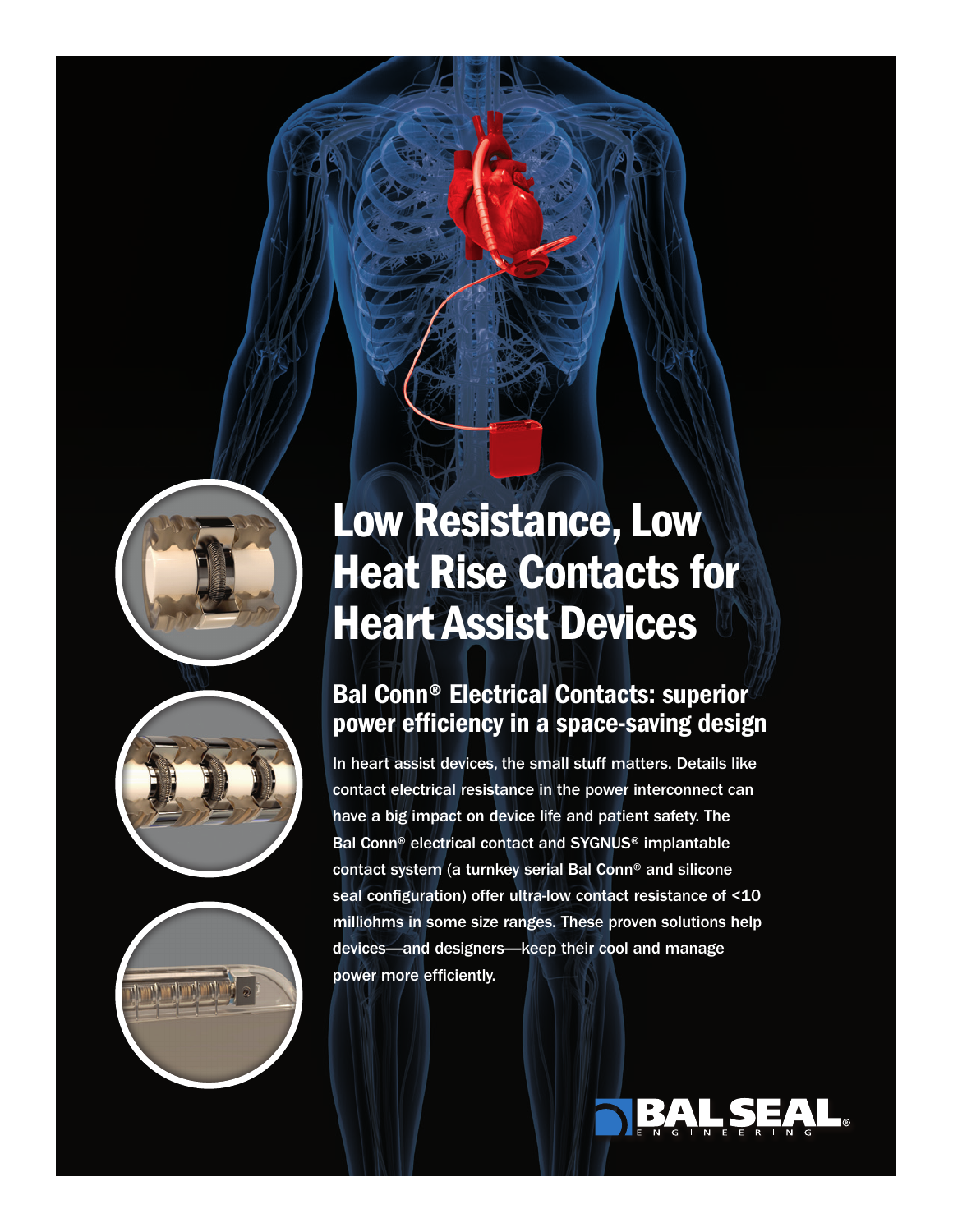# Low Resistance, Low Heat Rise Contacts for Heart Assist Devices

## Bal Conn® Electrical Contacts: superior power efficiency in a space-saving design

In heart assist devices, the small stuff matters. Details like contact electrical resistance in the power interconnect can have a big impact on device life and patient safety. The Bal Conn® electrical contact and SYGNUS® implantable contact system (a turnkey serial Bal Conn® and silicone seal configuration) offer ultra-low contact resistance of <10 milliohms in some size ranges. These proven solutions help devices—and designers—keep their cool and manage power more efficiently.

BAL SEAL® ENGINEERING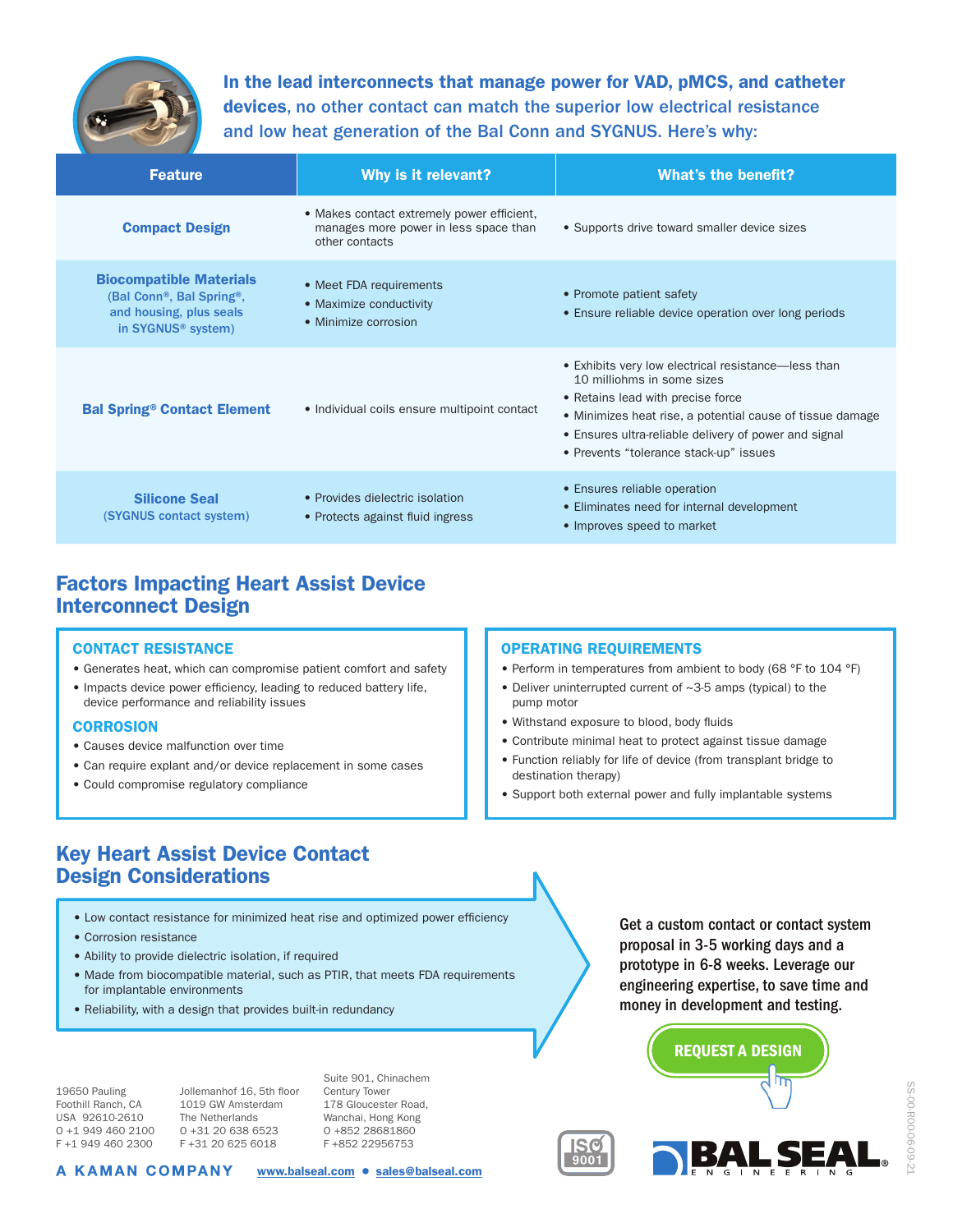**In the lead interconnects that manage power for VAD, pMCS, and catheter devices**, no other contact can match the superior low electrical resistance and low heat generation of the Bal Conn and SYGNUS. Here's why:

| Feature | Why is it relevant? | What's the benefit? |
|---|---|---|
| **Compact Design** | • Makes contact extremely power efficient, manages more power in less space than other contacts | • Supports drive toward smaller device sizes |
| **Biocompatible Materials** (Bal Conn®, Bal Spring®, and housing, plus seals in SYGNUS® system) | • Meet FDA requirements<br>• Maximize conductivity<br>• Minimize corrosion | • Promote patient safety<br>• Ensure reliable device operation over long periods |
| **Bal Spring® Contact Element** | • Individual coils ensure multipoint contact | • Exhibits very low electrical resistance—less than 10 milliohms in some sizes<br>• Retains lead with precise force<br>• Minimizes heat rise, a potential cause of tissue damage<br>• Ensures ultra-reliable delivery of power and signal<br>• Prevents "tolerance stack-up" issues |
| **Silicone Seal** (SYGNUS contact system) | • Provides dielectric isolation<br>• Protects against fluid ingress | • Ensures reliable operation<br>• Eliminates need for internal development<br>• Improves speed to market |

## Factors Impacting Heart Assist Device Interconnect Design

### CONTACT RESISTANCE

- Generates heat, which can compromise patient comfort and safety
- Impacts device power efficiency, leading to reduced battery life, device performance and reliability issues

### CORROSION

- Causes device malfunction over time
- Can require explant and/or device replacement in some cases
- Could compromise regulatory compliance

### OPERATING REQUIREMENTS

- Perform in temperatures from ambient to body (68 °F to 104 °F)
- Deliver uninterrupted current of ~3-5 amps (typical) to the pump motor
- Withstand exposure to blood, body fluids
- Contribute minimal heat to protect against tissue damage
- Function reliably for life of device (from transplant bridge to destination therapy)
- Support both external power and fully implantable systems

## Key Heart Assist Device Contact Design Considerations

- Low contact resistance for minimized heat rise and optimized power efficiency
- Corrosion resistance
- Ability to provide dielectric isolation, if required
- Made from biocompatible material, such as PTIR, that meets FDA requirements for implantable environments
- Reliability, with a design that provides built-in redundancy

**Get a custom contact or contact system proposal in 3-5 working days and a prototype in 6-8 weeks. Leverage our engineering expertise, to save time and money in development and testing.**

**REQUEST A DESIGN**

19650 Pauling
Foothill Ranch, CA
USA 92610-2610
O +1 949 460 2100
F +1 949 460 2300

Jollemanhof 16, 5th floor
1019 GW Amsterdam
The Netherlands
O +31 20 638 6523
F +31 20 625 6018

Suite 901, Chinachem
Century Tower
178 Gloucester Road,
Wanchai, Hong Kong
O +852 28681860
F +852 22956753

A KAMAN COMPANY www.balseal.com • sales@balseal.com

ISO 9001

BAL SEAL® ENGINEERING

SS-00-R00-06-09-21